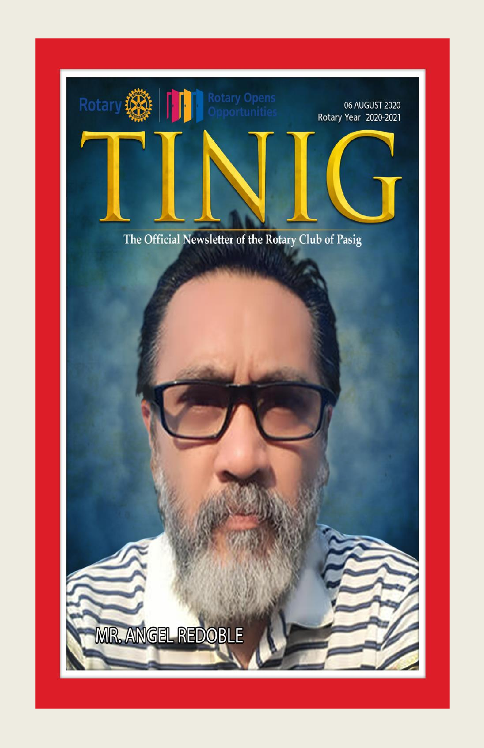Rotary | Rotary Opens Opportunities

06 AUGUST 2020
Rotary Year 2020-2021

# TINIG

The Official Newsletter of the Rotary Club of Pasig

MR. ANGEL REDOBLE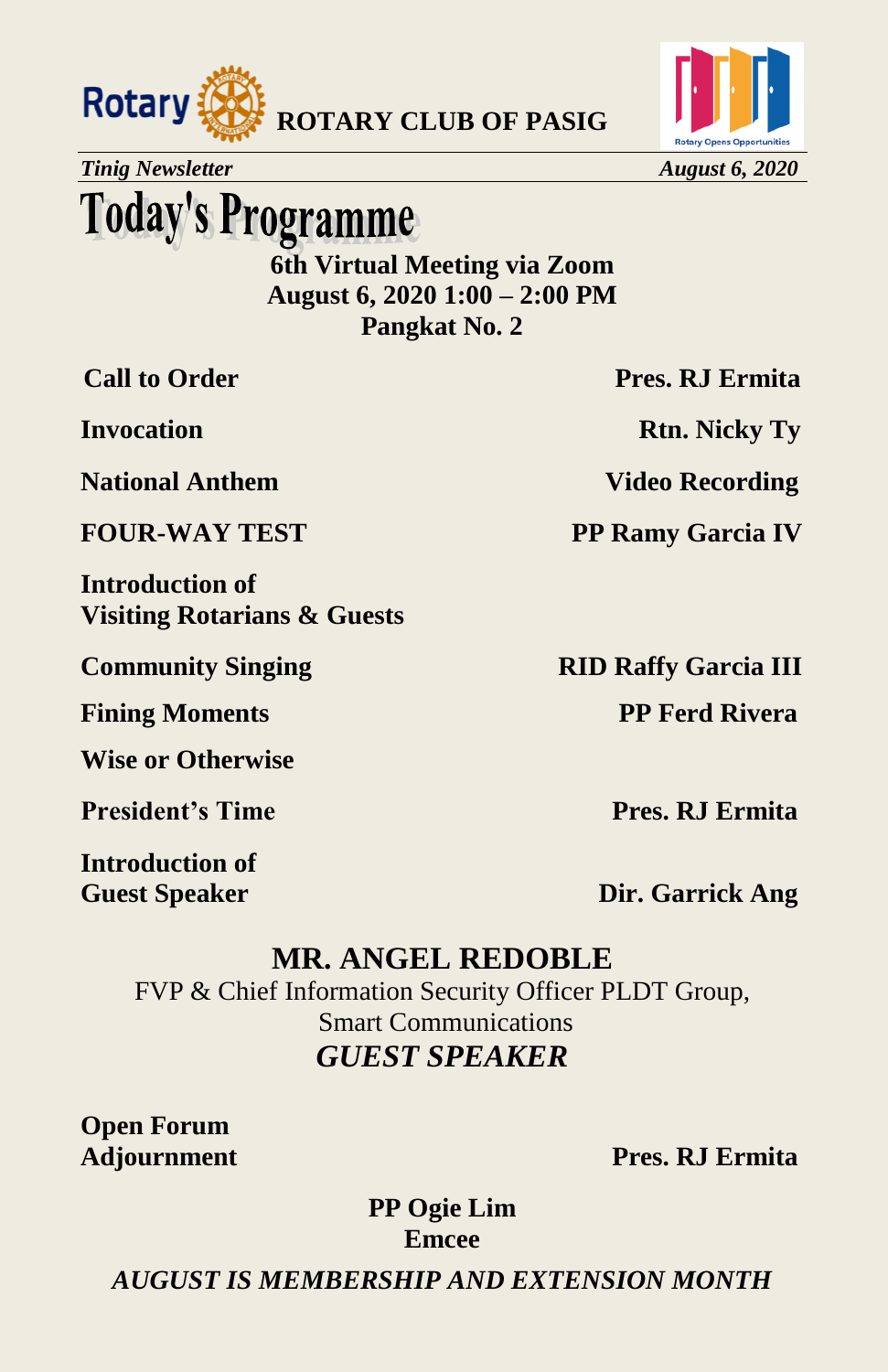# Today's Programme

**6th Virtual Meeting via Zoom**
**August 6, 2020 1:00 – 2:00 PM**
**Pangkat No. 2**

| | |
|---|---|
| **Call to Order** | **Pres. RJ Ermita** |
| **Invocation** | **Rtn. Nicky Ty** |
| **National Anthem** | **Video Recording** |
| **FOUR-WAY TEST** | **PP Ramy Garcia IV** |
| **Introduction of Visiting Rotarians & Guests** | |
| **Community Singing** | **RID Raffy Garcia III** |
| **Fining Moments** | **PP Ferd Rivera** |
| **Wise or Otherwise** | |
| **President's Time** | **Pres. RJ Ermita** |
| **Introduction of Guest Speaker** | **Dir. Garrick Ang** |

## MR. ANGEL REDOBLE

FVP & Chief Information Security Officer PLDT Group, Smart Communications

***GUEST SPEAKER***

| | |
|---|---|
| **Open Forum** | |
| **Adjournment** | **Pres. RJ Ermita** |

**PP Ogie Lim**
**Emcee**

***AUGUST IS MEMBERSHIP AND EXTENSION MONTH***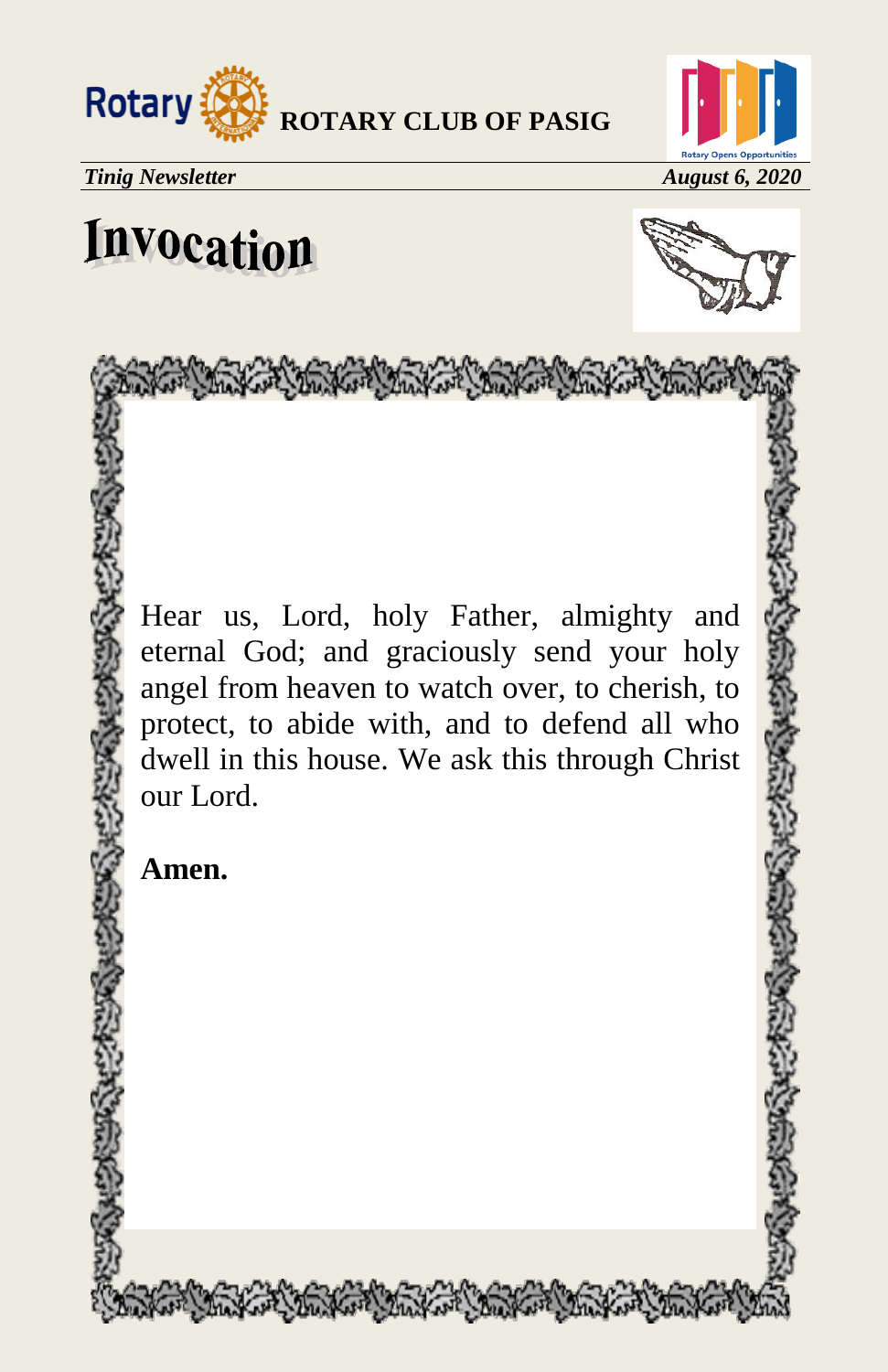# Invocation

Hear us, Lord, holy Father, almighty and eternal God; and graciously send your holy angel from heaven to watch over, to cherish, to protect, to abide with, and to defend all who dwell in this house. We ask this through Christ our Lord.

**Amen.**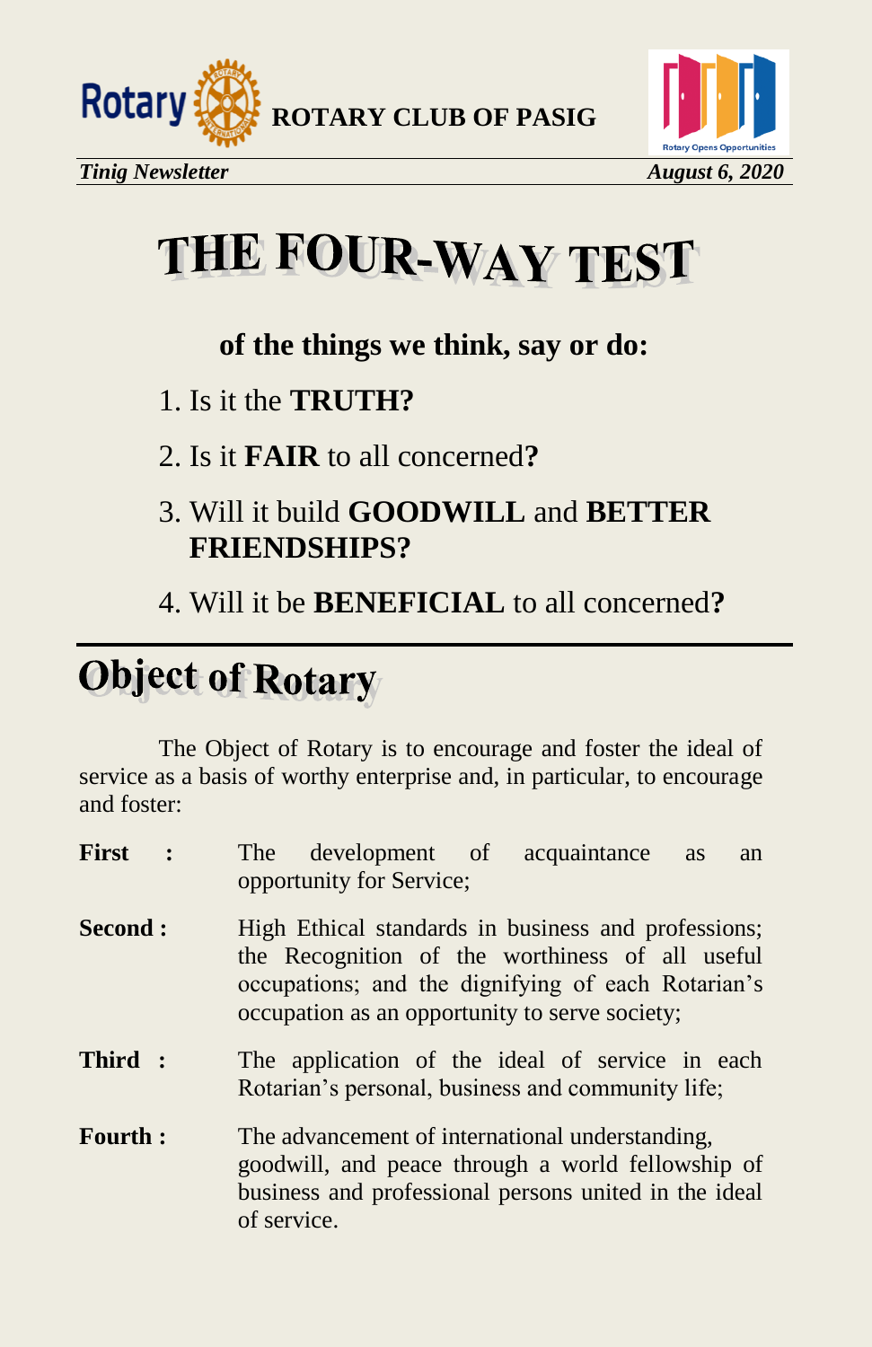# THE FOUR-WAY TEST

**of the things we think, say or do:**

1. Is it the **TRUTH?**
2. Is it **FAIR** to all concerned**?**
3. Will it build **GOODWILL** and **BETTER FRIENDSHIPS?**
4. Will it be **BENEFICIAL** to all concerned**?**

# Object of Rotary

The Object of Rotary is to encourage and foster the ideal of service as a basis of worthy enterprise and, in particular, to encourage and foster:

**First :** The development of acquaintance as an opportunity for Service;

**Second :** High Ethical standards in business and professions; the Recognition of the worthiness of all useful occupations; and the dignifying of each Rotarian's occupation as an opportunity to serve society;

**Third :** The application of the ideal of service in each Rotarian's personal, business and community life;

**Fourth :** The advancement of international understanding, goodwill, and peace through a world fellowship of business and professional persons united in the ideal of service.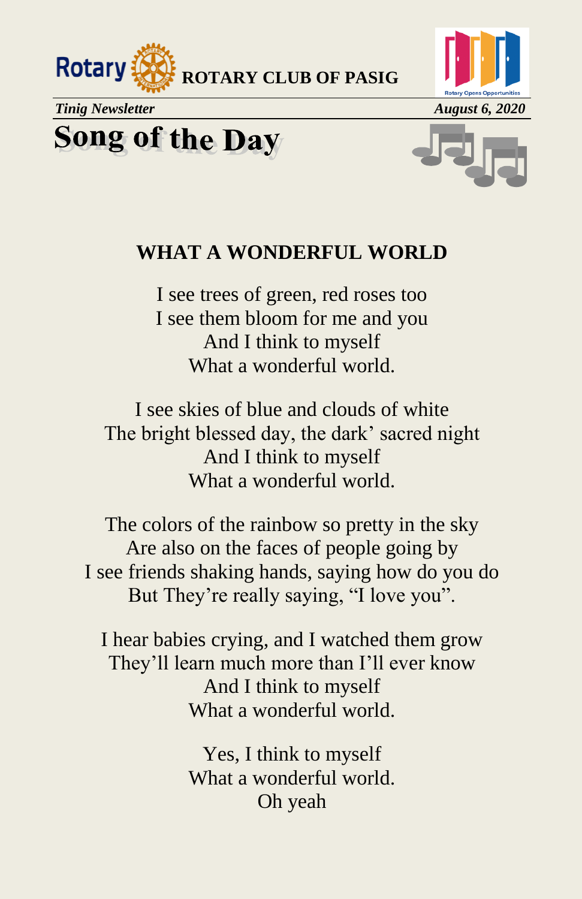# Song of the Day

## WHAT A WONDERFUL WORLD

I see trees of green, red roses too
I see them bloom for me and you
And I think to myself
What a wonderful world.

I see skies of blue and clouds of white
The bright blessed day, the dark' sacred night
And I think to myself
What a wonderful world.

The colors of the rainbow so pretty in the sky
Are also on the faces of people going by
I see friends shaking hands, saying how do you do
But They're really saying, "I love you".

I hear babies crying, and I watched them grow
They'll learn much more than I'll ever know
And I think to myself
What a wonderful world.

Yes, I think to myself
What a wonderful world.
Oh yeah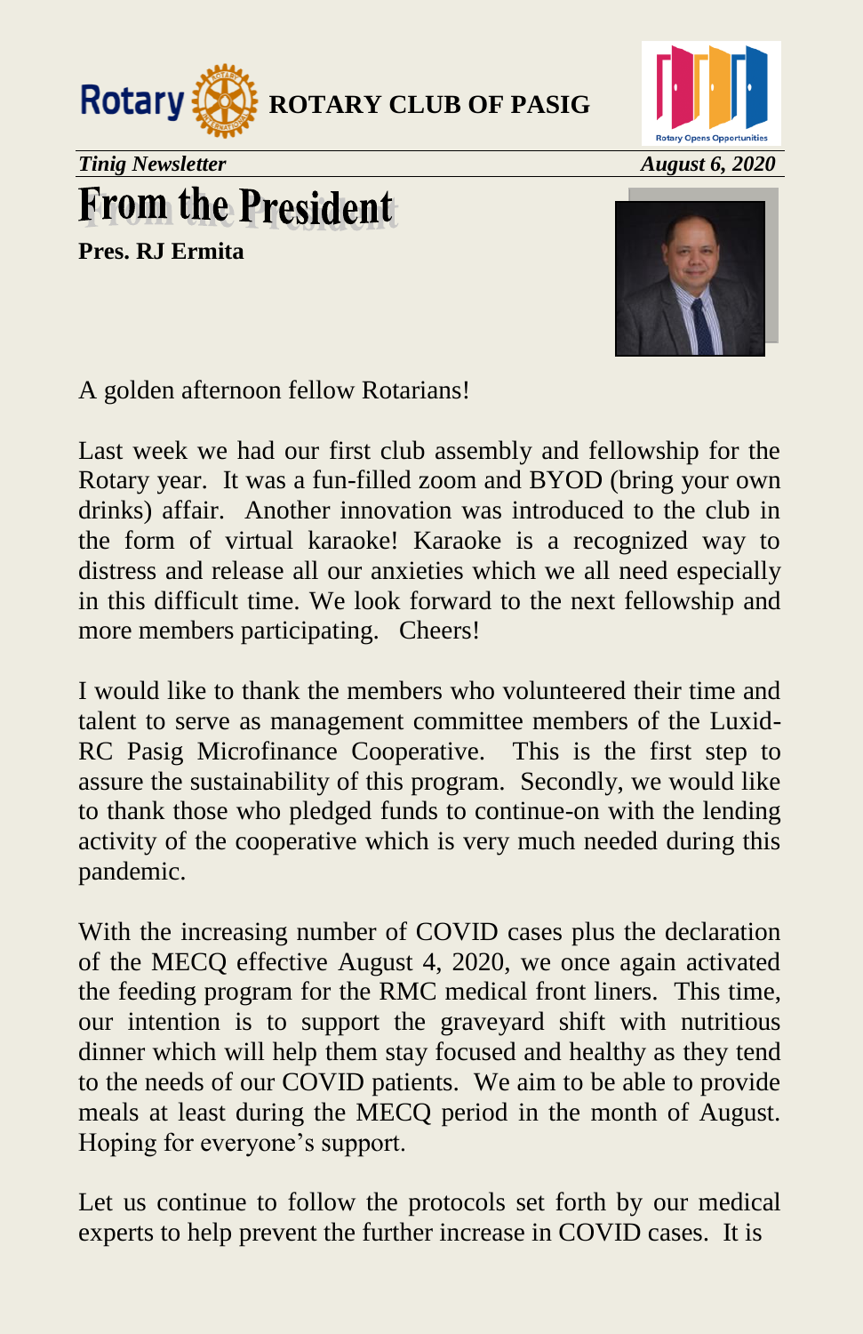**ROTARY CLUB OF PASIG**

*Tinig Newsletter* *August 6, 2020*

# From the President

**Pres. RJ Ermita**

A golden afternoon fellow Rotarians!

Last week we had our first club assembly and fellowship for the Rotary year. It was a fun-filled zoom and BYOD (bring your own drinks) affair. Another innovation was introduced to the club in the form of virtual karaoke! Karaoke is a recognized way to distress and release all our anxieties which we all need especially in this difficult time. We look forward to the next fellowship and more members participating. Cheers!

I would like to thank the members who volunteered their time and talent to serve as management committee members of the Luxid-RC Pasig Microfinance Cooperative. This is the first step to assure the sustainability of this program. Secondly, we would like to thank those who pledged funds to continue-on with the lending activity of the cooperative which is very much needed during this pandemic.

With the increasing number of COVID cases plus the declaration of the MECQ effective August 4, 2020, we once again activated the feeding program for the RMC medical front liners. This time, our intention is to support the graveyard shift with nutritious dinner which will help them stay focused and healthy as they tend to the needs of our COVID patients. We aim to be able to provide meals at least during the MECQ period in the month of August. Hoping for everyone's support.

Let us continue to follow the protocols set forth by our medical experts to help prevent the further increase in COVID cases. It is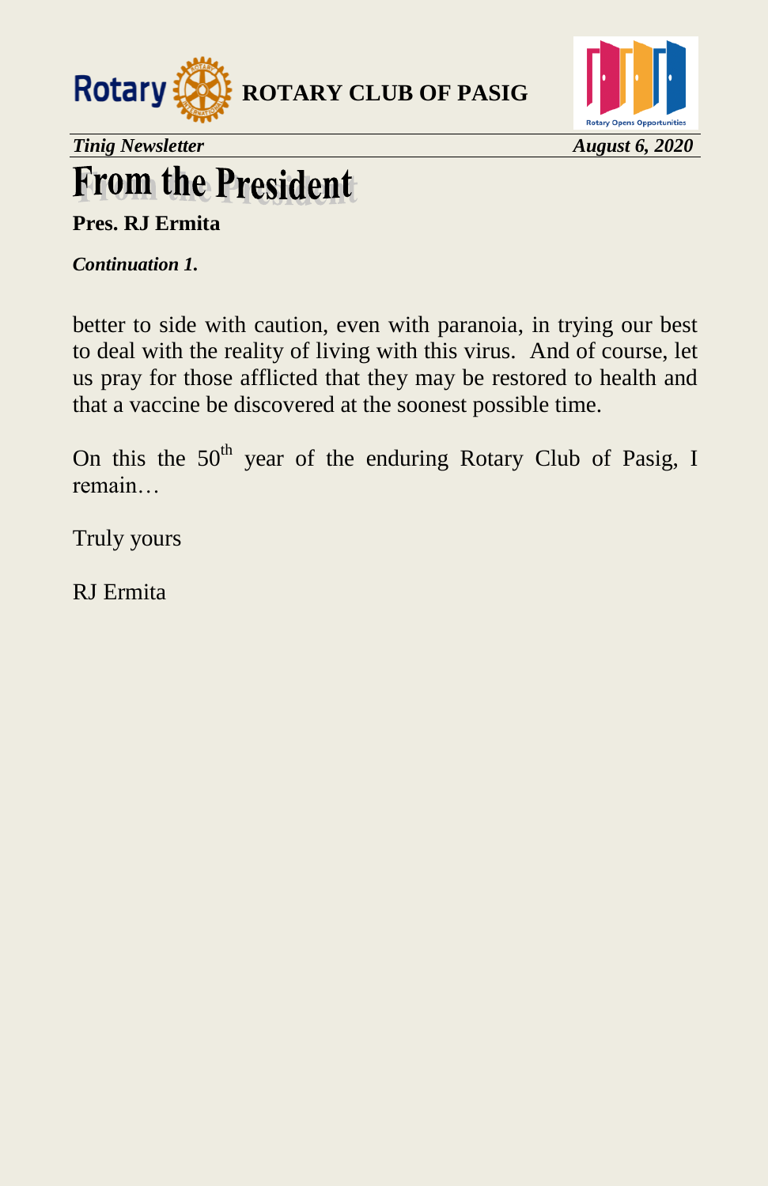# From the President

**Pres. RJ Ermita**

***Continuation 1.***

better to side with caution, even with paranoia, in trying our best to deal with the reality of living with this virus. And of course, let us pray for those afflicted that they may be restored to health and that a vaccine be discovered at the soonest possible time.

On this the 50th year of the enduring Rotary Club of Pasig, I remain…

Truly yours

RJ Ermita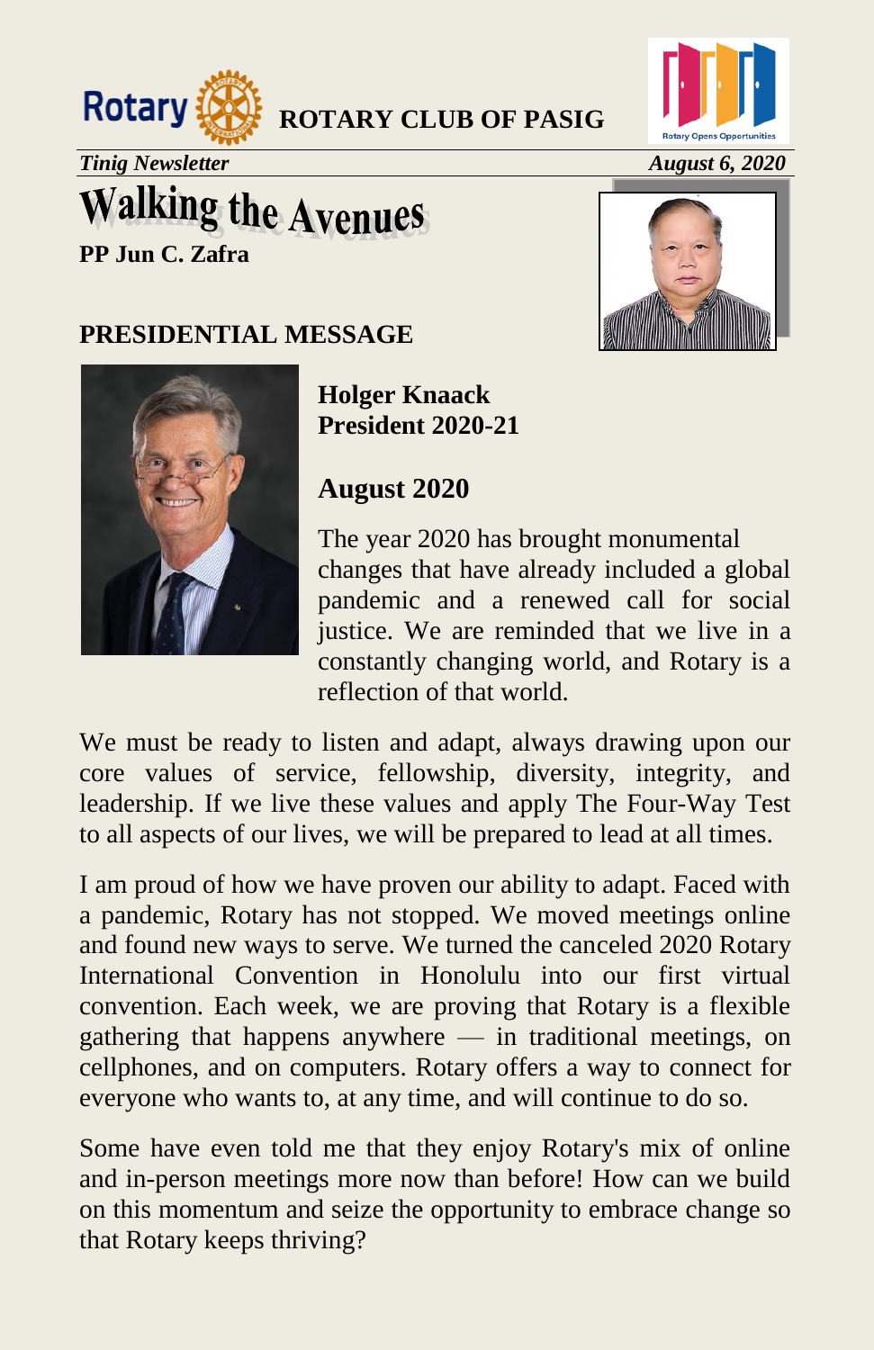**ROTARY CLUB OF PASIG**

*Tinig Newsletter* *August 6, 2020*

# Walking the Avenues

**PP Jun C. Zafra**

## PRESIDENTIAL MESSAGE

**Holger Knaack**
**President 2020-21**

### August 2020

The year 2020 has brought monumental changes that have already included a global pandemic and a renewed call for social justice. We are reminded that we live in a constantly changing world, and Rotary is a reflection of that world.

We must be ready to listen and adapt, always drawing upon our core values of service, fellowship, diversity, integrity, and leadership. If we live these values and apply The Four-Way Test to all aspects of our lives, we will be prepared to lead at all times.

I am proud of how we have proven our ability to adapt. Faced with a pandemic, Rotary has not stopped. We moved meetings online and found new ways to serve. We turned the canceled 2020 Rotary International Convention in Honolulu into our first virtual convention. Each week, we are proving that Rotary is a flexible gathering that happens anywhere — in traditional meetings, on cellphones, and on computers. Rotary offers a way to connect for everyone who wants to, at any time, and will continue to do so.

Some have even told me that they enjoy Rotary's mix of online and in-person meetings more now than before! How can we build on this momentum and seize the opportunity to embrace change so that Rotary keeps thriving?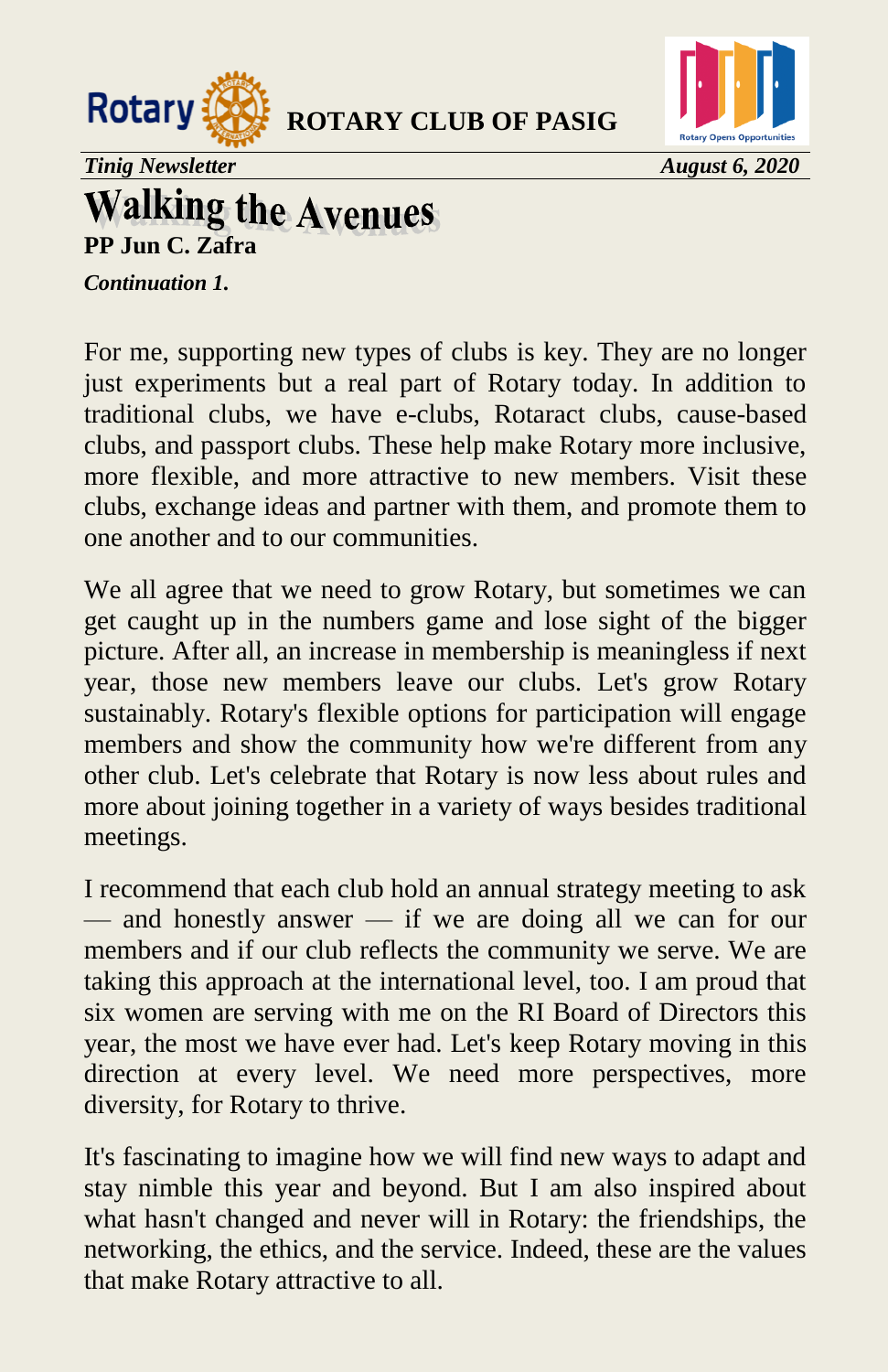# Walking the Avenues

**PP Jun C. Zafra**

***Continuation 1.***

For me, supporting new types of clubs is key. They are no longer just experiments but a real part of Rotary today. In addition to traditional clubs, we have e-clubs, Rotaract clubs, cause-based clubs, and passport clubs. These help make Rotary more inclusive, more flexible, and more attractive to new members. Visit these clubs, exchange ideas and partner with them, and promote them to one another and to our communities.

We all agree that we need to grow Rotary, but sometimes we can get caught up in the numbers game and lose sight of the bigger picture. After all, an increase in membership is meaningless if next year, those new members leave our clubs. Let's grow Rotary sustainably. Rotary's flexible options for participation will engage members and show the community how we're different from any other club. Let's celebrate that Rotary is now less about rules and more about joining together in a variety of ways besides traditional meetings.

I recommend that each club hold an annual strategy meeting to ask — and honestly answer — if we are doing all we can for our members and if our club reflects the community we serve. We are taking this approach at the international level, too. I am proud that six women are serving with me on the RI Board of Directors this year, the most we have ever had. Let's keep Rotary moving in this direction at every level. We need more perspectives, more diversity, for Rotary to thrive.

It's fascinating to imagine how we will find new ways to adapt and stay nimble this year and beyond. But I am also inspired about what hasn't changed and never will in Rotary: the friendships, the networking, the ethics, and the service. Indeed, these are the values that make Rotary attractive to all.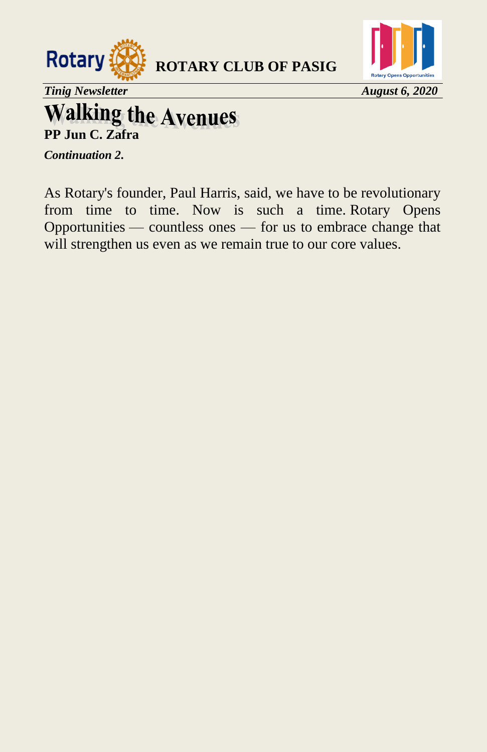# Walking the Avenues

**PP Jun C. Zafra**

***Continuation 2.***

As Rotary's founder, Paul Harris, said, we have to be revolutionary from time to time. Now is such a time. Rotary Opens Opportunities — countless ones — for us to embrace change that will strengthen us even as we remain true to our core values.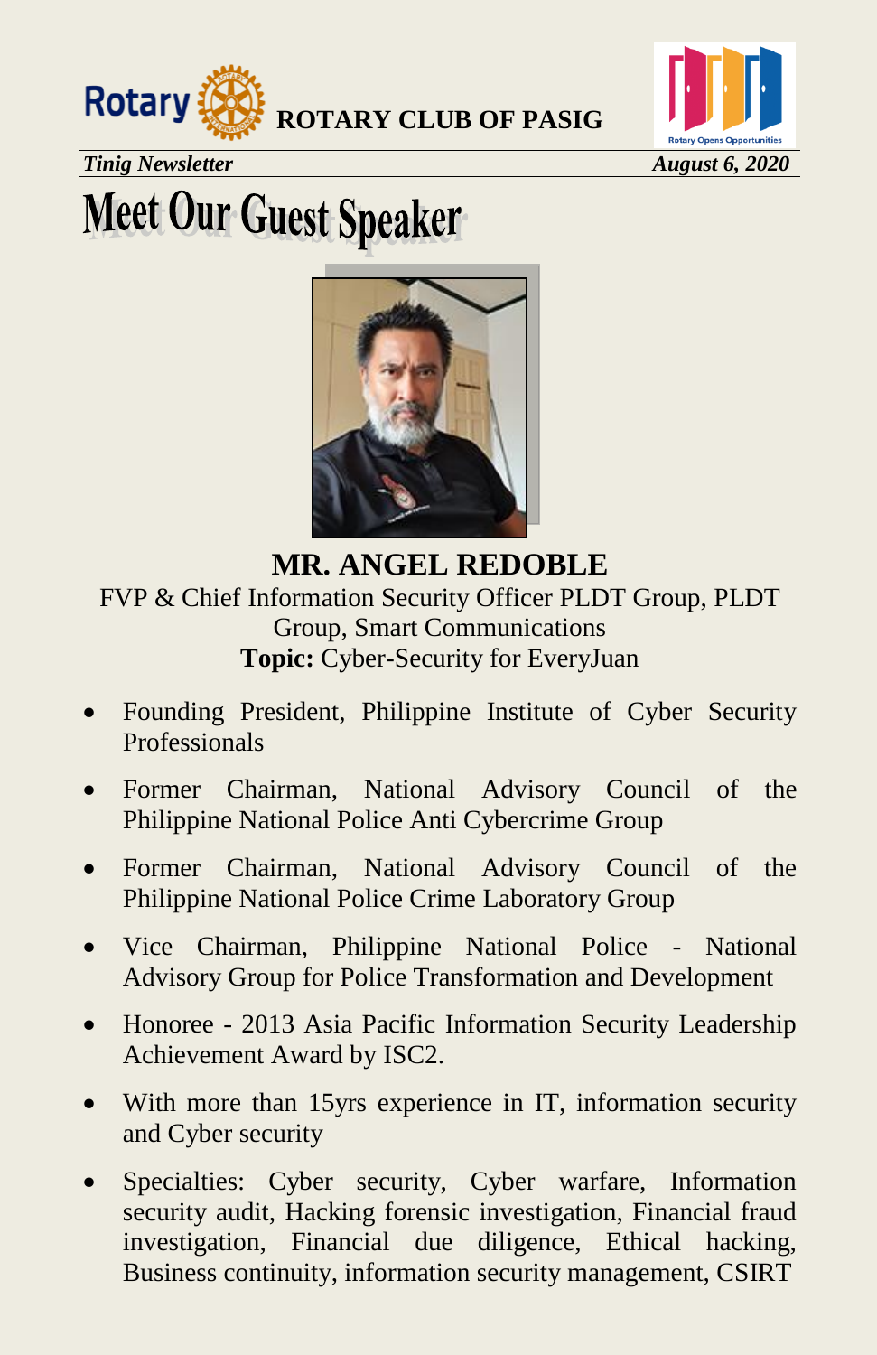**ROTARY CLUB OF PASIG**

*Tinig Newsletter* *August 6, 2020*

# Meet Our Guest Speaker

## MR. ANGEL REDOBLE

FVP & Chief Information Security Officer PLDT Group, PLDT Group, Smart Communications

**Topic:** Cyber-Security for EveryJuan

- Founding President, Philippine Institute of Cyber Security Professionals
- Former Chairman, National Advisory Council of the Philippine National Police Anti Cybercrime Group
- Former Chairman, National Advisory Council of the Philippine National Police Crime Laboratory Group
- Vice Chairman, Philippine National Police - National Advisory Group for Police Transformation and Development
- Honoree - 2013 Asia Pacific Information Security Leadership Achievement Award by ISC2.
- With more than 15yrs experience in IT, information security and Cyber security
- Specialties: Cyber security, Cyber warfare, Information security audit, Hacking forensic investigation, Financial fraud investigation, Financial due diligence, Ethical hacking, Business continuity, information security management, CSIRT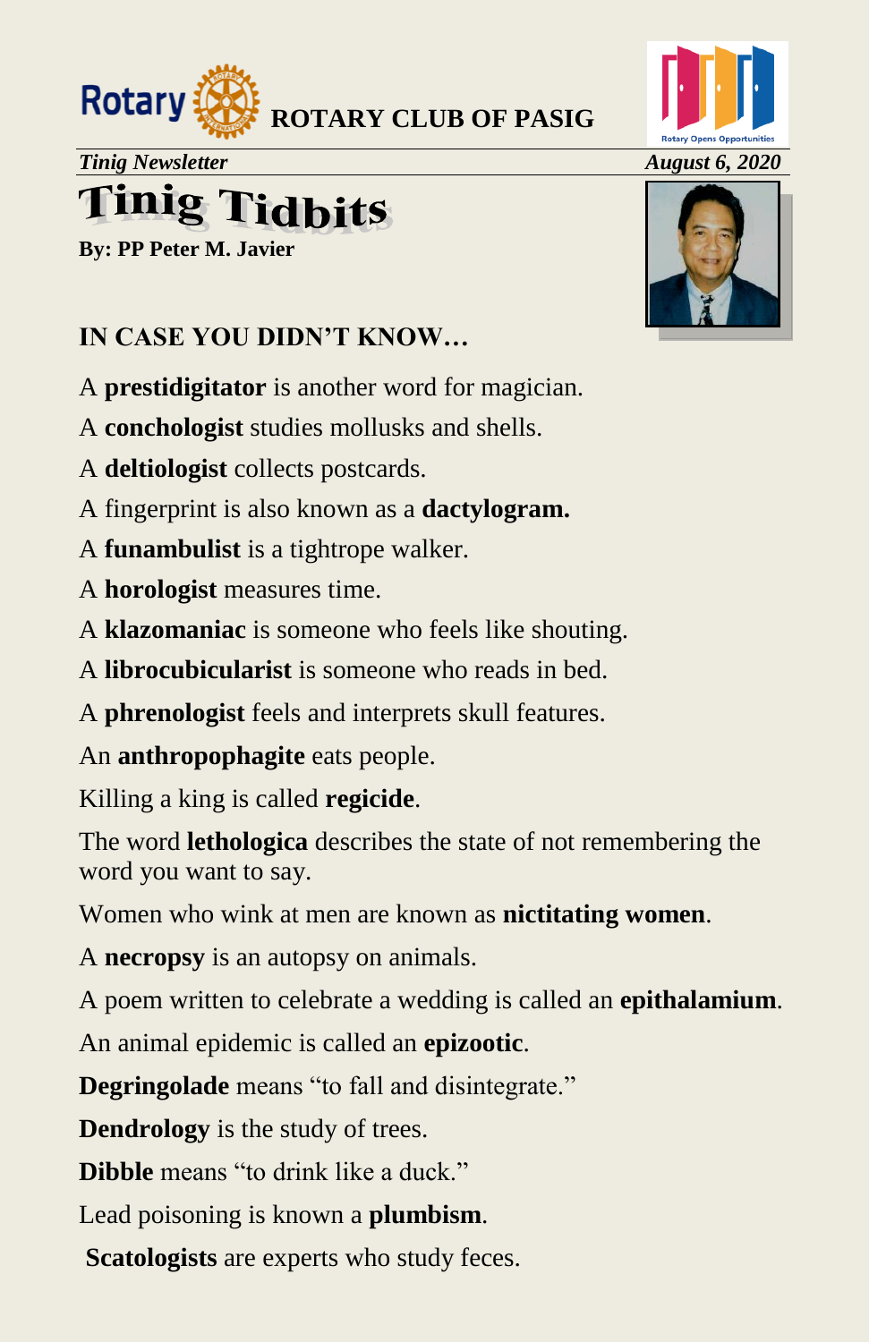**ROTARY CLUB OF PASIG**

*Tinig Newsletter* *August 6, 2020*

# Tinig Tidbits

**By: PP Peter M. Javier**

## IN CASE YOU DIDN'T KNOW…

A **prestidigitator** is another word for magician.

A **conchologist** studies mollusks and shells.

A **deltiologist** collects postcards.

A fingerprint is also known as a **dactylogram.**

A **funambulist** is a tightrope walker.

A **horologist** measures time.

A **klazomaniac** is someone who feels like shouting.

A **librocubicularist** is someone who reads in bed.

A **phrenologist** feels and interprets skull features.

An **anthropophagite** eats people.

Killing a king is called **regicide**.

The word **lethologica** describes the state of not remembering the word you want to say.

Women who wink at men are known as **nictitating women**.

A **necropsy** is an autopsy on animals.

A poem written to celebrate a wedding is called an **epithalamium**.

An animal epidemic is called an **epizootic**.

**Degringolade** means "to fall and disintegrate."

**Dendrology** is the study of trees.

**Dibble** means "to drink like a duck."

Lead poisoning is known a **plumbism**.

**Scatologists** are experts who study feces.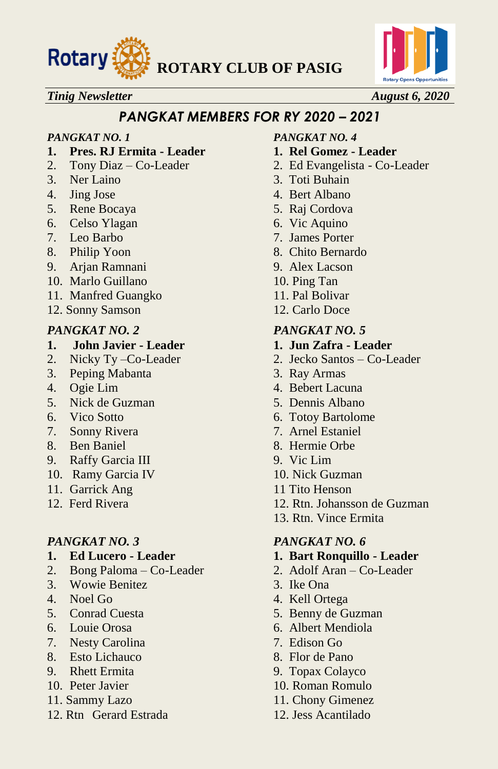**ROTARY CLUB OF PASIG**

*Tinig Newsletter* *August 6, 2020*

## *PANGKAT MEMBERS FOR RY 2020 – 2021*

*PANGKAT NO. 1*

1. **Pres. RJ Ermita - Leader**
2. Tony Diaz – Co-Leader
3. Ner Laino
4. Jing Jose
5. Rene Bocaya
6. Celso Ylagan
7. Leo Barbo
8. Philip Yoon
9. Arjan Ramnani
10. Marlo Guillano
11. Manfred Guangko
12. Sonny Samson

*PANGKAT NO. 2*

1. **John Javier - Leader**
2. Nicky Ty –Co-Leader
3. Peping Mabanta
4. Ogie Lim
5. Nick de Guzman
6. Vico Sotto
7. Sonny Rivera
8. Ben Baniel
9. Raffy Garcia III
10. Ramy Garcia IV
11. Garrick Ang
12. Ferd Rivera

*PANGKAT NO. 3*

1. **Ed Lucero - Leader**
2. Bong Paloma – Co-Leader
3. Wowie Benitez
4. Noel Go
5. Conrad Cuesta
6. Louie Orosa
7. Nesty Carolina
8. Esto Lichauco
9. Rhett Ermita
10. Peter Javier
11. Sammy Lazo
12. Rtn Gerard Estrada

*PANGKAT NO. 4*

1. **Rel Gomez - Leader**
2. Ed Evangelista - Co-Leader
3. Toti Buhain
4. Bert Albano
5. Raj Cordova
6. Vic Aquino
7. James Porter
8. Chito Bernardo
9. Alex Lacson
10. Ping Tan
11. Pal Bolivar
12. Carlo Doce

*PANGKAT NO. 5*

1. **Jun Zafra - Leader**
2. Jecko Santos – Co-Leader
3. Ray Armas
4. Bebert Lacuna
5. Dennis Albano
6. Totoy Bartolome
7. Arnel Estaniel
8. Hermie Orbe
9. Vic Lim
10. Nick Guzman
11. Tito Henson
12. Rtn. Johansson de Guzman
13. Rtn. Vince Ermita

*PANGKAT NO. 6*

1. **Bart Ronquillo - Leader**
2. Adolf Aran – Co-Leader
3. Ike Ona
4. Kell Ortega
5. Benny de Guzman
6. Albert Mendiola
7. Edison Go
8. Flor de Pano
9. Topax Colayco
10. Roman Romulo
11. Chony Gimenez
12. Jess Acantilado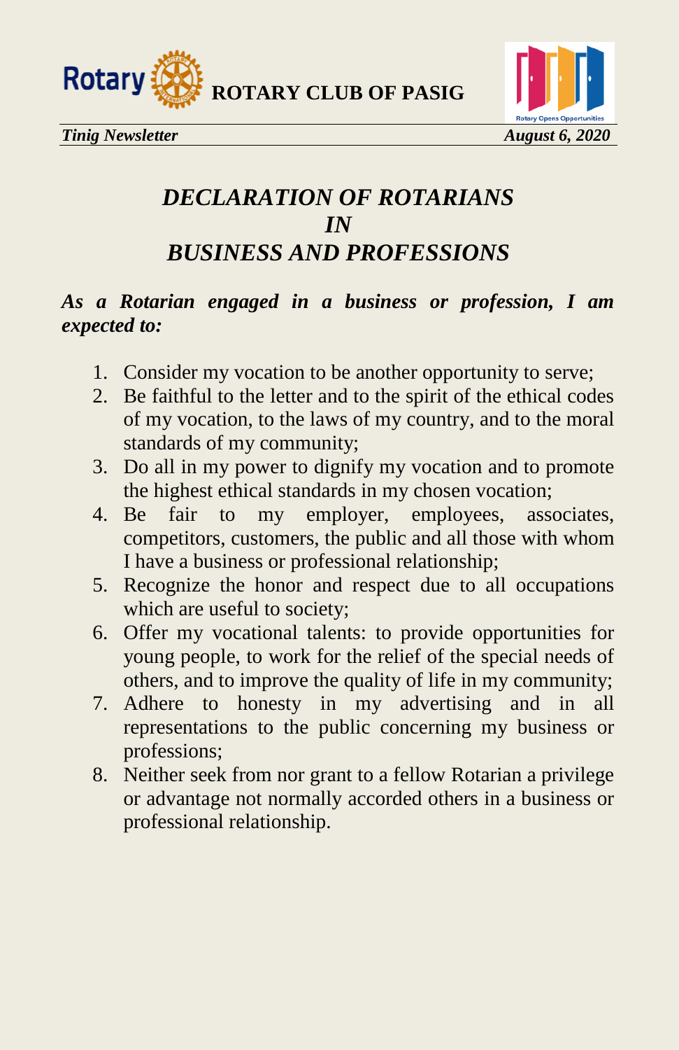# *DECLARATION OF ROTARIANS IN BUSINESS AND PROFESSIONS*

***As a Rotarian engaged in a business or profession, I am expected to:***

1. Consider my vocation to be another opportunity to serve;
2. Be faithful to the letter and to the spirit of the ethical codes of my vocation, to the laws of my country, and to the moral standards of my community;
3. Do all in my power to dignify my vocation and to promote the highest ethical standards in my chosen vocation;
4. Be fair to my employer, employees, associates, competitors, customers, the public and all those with whom I have a business or professional relationship;
5. Recognize the honor and respect due to all occupations which are useful to society;
6. Offer my vocational talents: to provide opportunities for young people, to work for the relief of the special needs of others, and to improve the quality of life in my community;
7. Adhere to honesty in my advertising and in all representations to the public concerning my business or professions;
8. Neither seek from nor grant to a fellow Rotarian a privilege or advantage not normally accorded others in a business or professional relationship.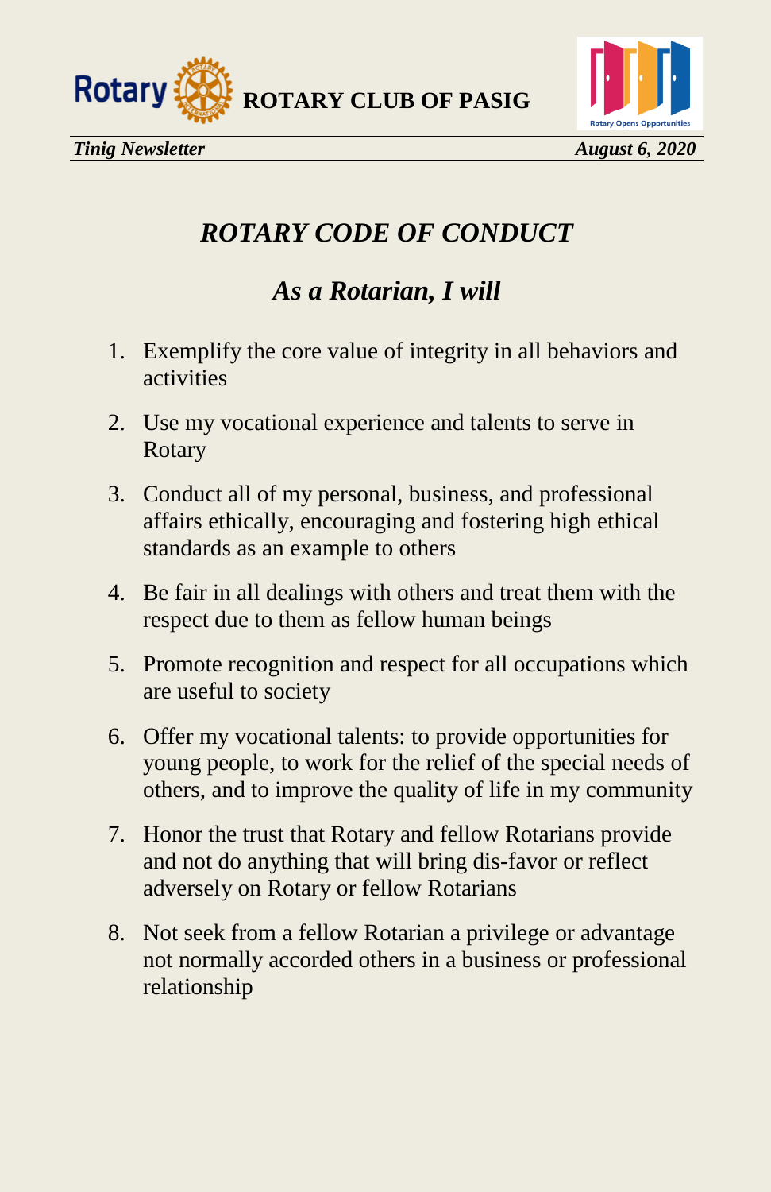# *ROTARY CODE OF CONDUCT*

## *As a Rotarian, I will*

1. Exemplify the core value of integrity in all behaviors and activities
2. Use my vocational experience and talents to serve in Rotary
3. Conduct all of my personal, business, and professional affairs ethically, encouraging and fostering high ethical standards as an example to others
4. Be fair in all dealings with others and treat them with the respect due to them as fellow human beings
5. Promote recognition and respect for all occupations which are useful to society
6. Offer my vocational talents: to provide opportunities for young people, to work for the relief of the special needs of others, and to improve the quality of life in my community
7. Honor the trust that Rotary and fellow Rotarians provide and not do anything that will bring dis-favor or reflect adversely on Rotary or fellow Rotarians
8. Not seek from a fellow Rotarian a privilege or advantage not normally accorded others in a business or professional relationship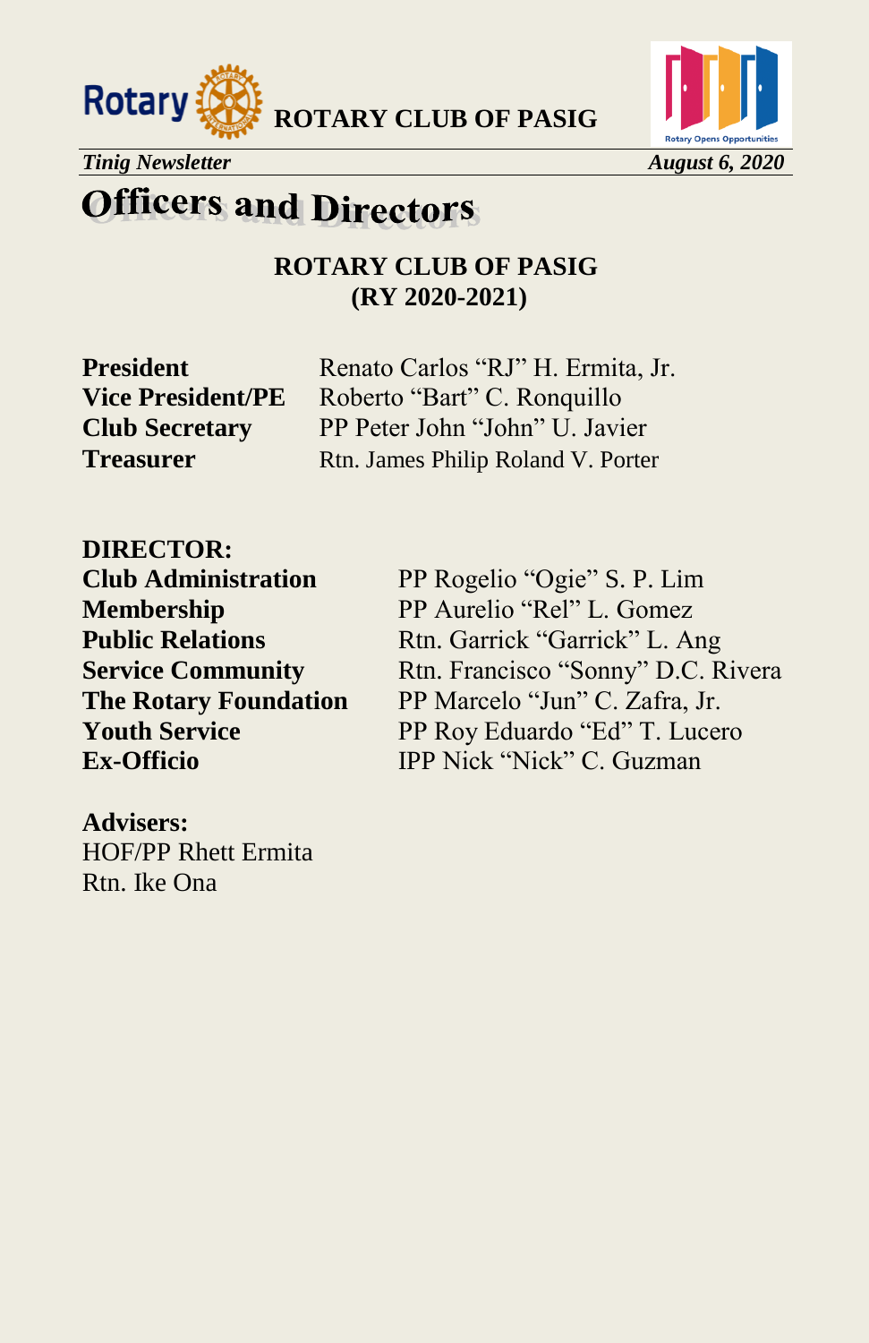# Officers and Directors

**ROTARY CLUB OF PASIG**
**(RY 2020-2021)**

| | |
|---|---|
| **President** | Renato Carlos "RJ" H. Ermita, Jr. |
| **Vice President/PE** | Roberto "Bart" C. Ronquillo |
| **Club Secretary** | PP Peter John "John" U. Javier |
| **Treasurer** | Rtn. James Philip Roland V. Porter |

**DIRECTOR:**

| | |
|---|---|
| **Club Administration** | PP Rogelio "Ogie" S. P. Lim |
| **Membership** | PP Aurelio "Rel" L. Gomez |
| **Public Relations** | Rtn. Garrick "Garrick" L. Ang |
| **Service Community** | Rtn. Francisco "Sonny" D.C. Rivera |
| **The Rotary Foundation** | PP Marcelo "Jun" C. Zafra, Jr. |
| **Youth Service** | PP Roy Eduardo "Ed" T. Lucero |
| **Ex-Officio** | IPP Nick "Nick" C. Guzman |

**Advisers:**
HOF/PP Rhett Ermita
Rtn. Ike Ona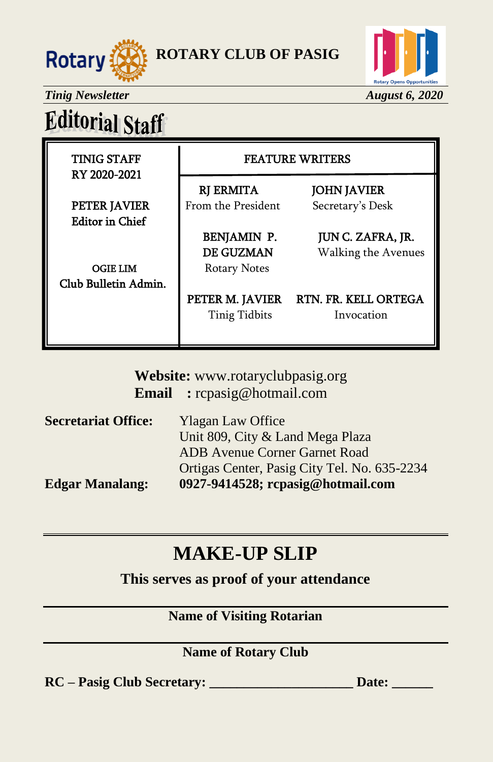ROTARY CLUB OF PASIG

Rotary Opens Opportunities

*Tinig Newsletter* *August 6, 2020*

# Editorial Staff

| TINIG STAFF RY 2020-2021 | FEATURE WRITERS | |
|---|---|---|
| PETER JAVIER Editor in Chief | RJ ERMITA From the President | JOHN JAVIER Secretary's Desk |
| OGIE LIM Club Bulletin Admin. | BENJAMIN P. DE GUZMAN Rotary Notes | JUN C. ZAFRA, JR. Walking the Avenues |
| | PETER M. JAVIER Tinig Tidbits | RTN. FR. KELL ORTEGA Invocation |

**Website:** www.rotaryclubpasig.org
**Email :** rcpasig@hotmail.com

**Secretariat Office:** Ylagan Law Office
Unit 809, City & Land Mega Plaza
ADB Avenue Corner Garnet Road
Ortigas Center, Pasig City Tel. No. 635-2234

**Edgar Manalang:** **0927-9414528; rcpasig@hotmail.com**

# MAKE-UP SLIP

**This serves as proof of your attendance**

**Name of Visiting Rotarian**

**Name of Rotary Club**

**RC – Pasig Club Secretary: ____________________ Date: ______**